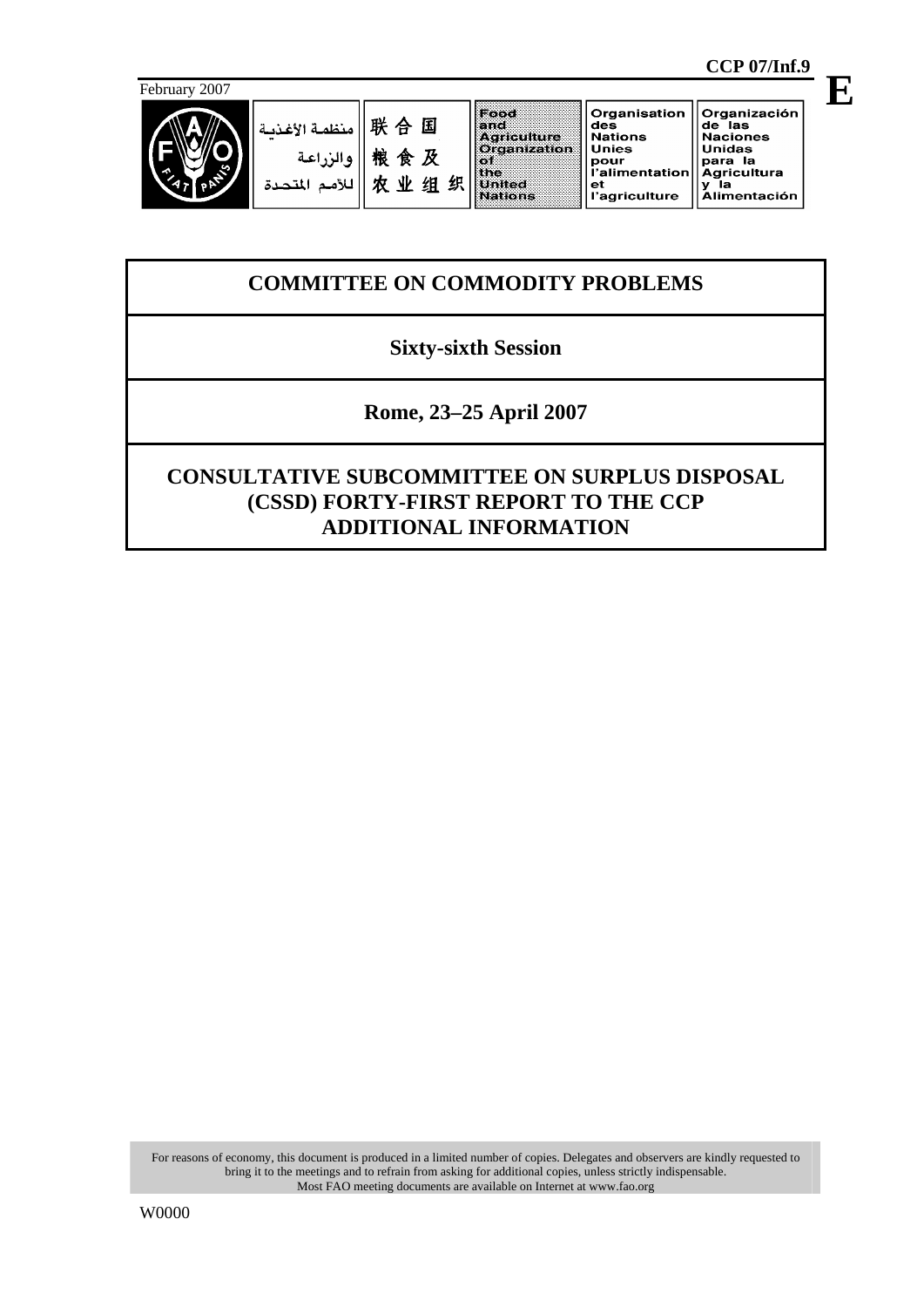CCP 07/Inf.9

February 2007

E

منظمة الأغذية والزراعة للأمم المتحدة | 联合国粮食及农业组织 | Food and Agriculture Organization of the United Nations | Organisation des Nations Unies pour l'alimentation et l'agriculture | Organización de las Naciones Unidas para la Agricultura y la Alimentación

# COMMITTEE ON COMMODITY PROBLEMS

## Sixty-sixth Session

## Rome, 23–25 April 2007

## CONSULTATIVE SUBCOMMITTEE ON SURPLUS DISPOSAL (CSSD) FORTY-FIRST REPORT TO THE CCP ADDITIONAL INFORMATION

For reasons of economy, this document is produced in a limited number of copies. Delegates and observers are kindly requested to bring it to the meetings and to refrain from asking for additional copies, unless strictly indispensable. Most FAO meeting documents are available on Internet at www.fao.org

W0000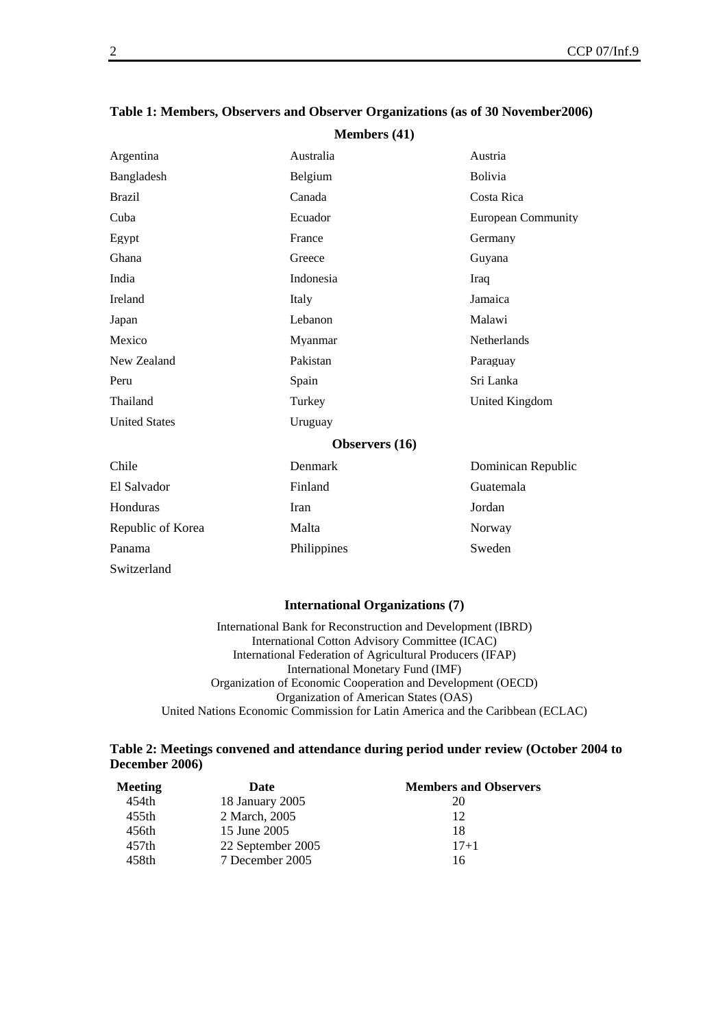**Table 1: Members, Observers and Observer Organizations (as of 30 November2006)**

**Members (41)**

| | | |
|---|---|---|
| Argentina | Australia | Austria |
| Bangladesh | Belgium | Bolivia |
| Brazil | Canada | Costa Rica |
| Cuba | Ecuador | European Community |
| Egypt | France | Germany |
| Ghana | Greece | Guyana |
| India | Indonesia | Iraq |
| Ireland | Italy | Jamaica |
| Japan | Lebanon | Malawi |
| Mexico | Myanmar | Netherlands |
| New Zealand | Pakistan | Paraguay |
| Peru | Spain | Sri Lanka |
| Thailand | Turkey | United Kingdom |
| United States | Uruguay | |

**Observers (16)**

| | | |
|---|---|---|
| Chile | Denmark | Dominican Republic |
| El Salvador | Finland | Guatemala |
| Honduras | Iran | Jordan |
| Republic of Korea | Malta | Norway |
| Panama | Philippines | Sweden |
| Switzerland | | |

**International Organizations (7)**

International Bank for Reconstruction and Development (IBRD)
International Cotton Advisory Committee (ICAC)
International Federation of Agricultural Producers (IFAP)
International Monetary Fund (IMF)
Organization of Economic Cooperation and Development (OECD)
Organization of American States (OAS)
United Nations Economic Commission for Latin America and the Caribbean (ECLAC)

**Table 2: Meetings convened and attendance during period under review (October 2004 to December 2006)**

| Meeting | Date | Members and Observers |
|---|---|---|
| 454th | 18 January 2005 | 20 |
| 455th | 2 March, 2005 | 12 |
| 456th | 15 June 2005 | 18 |
| 457th | 22 September 2005 | 17+1 |
| 458th | 7 December 2005 | 16 |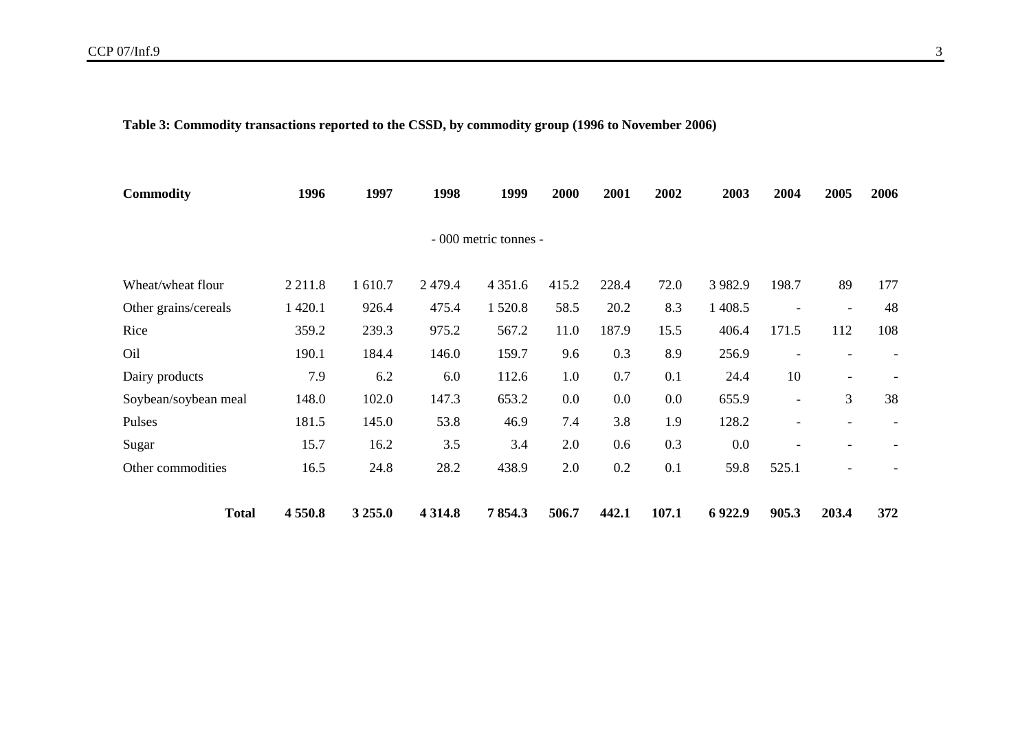**Table 3: Commodity transactions reported to the CSSD, by commodity group (1996 to November 2006)**

| Commodity | 1996 | 1997 | 1998 | 1999 | 2000 | 2001 | 2002 | 2003 | 2004 | 2005 | 2006 |
|---|---|---|---|---|---|---|---|---|---|---|---|
| | | | | - 000 metric tonnes - | | | | | | | |
| Wheat/wheat flour | 2 211.8 | 1 610.7 | 2 479.4 | 4 351.6 | 415.2 | 228.4 | 72.0 | 3 982.9 | 198.7 | 89 | 177 |
| Other grains/cereals | 1 420.1 | 926.4 | 475.4 | 1 520.8 | 58.5 | 20.2 | 8.3 | 1 408.5 | - | - | 48 |
| Rice | 359.2 | 239.3 | 975.2 | 567.2 | 11.0 | 187.9 | 15.5 | 406.4 | 171.5 | 112 | 108 |
| Oil | 190.1 | 184.4 | 146.0 | 159.7 | 9.6 | 0.3 | 8.9 | 256.9 | - | - | - |
| Dairy products | 7.9 | 6.2 | 6.0 | 112.6 | 1.0 | 0.7 | 0.1 | 24.4 | 10 | - | - |
| Soybean/soybean meal | 148.0 | 102.0 | 147.3 | 653.2 | 0.0 | 0.0 | 0.0 | 655.9 | - | 3 | 38 |
| Pulses | 181.5 | 145.0 | 53.8 | 46.9 | 7.4 | 3.8 | 1.9 | 128.2 | - | - | - |
| Sugar | 15.7 | 16.2 | 3.5 | 3.4 | 2.0 | 0.6 | 0.3 | 0.0 | - | - | - |
| Other commodities | 16.5 | 24.8 | 28.2 | 438.9 | 2.0 | 0.2 | 0.1 | 59.8 | 525.1 | - | - |
| **Total** | **4 550.8** | **3 255.0** | **4 314.8** | **7 854.3** | **506.7** | **442.1** | **107.1** | **6 922.9** | **905.3** | **203.4** | **372** |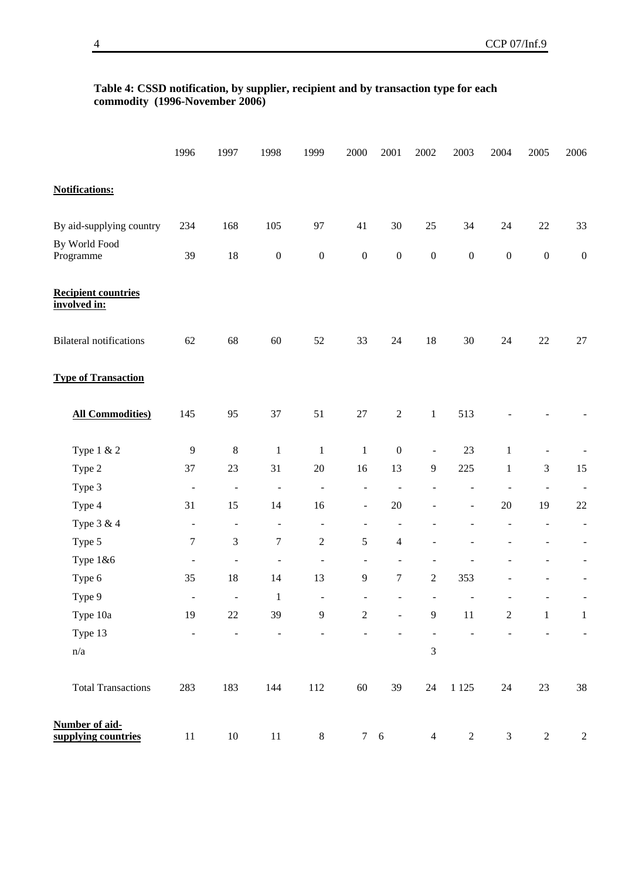**Table 4: CSSD notification, by supplier, recipient and by transaction type for each commodity (1996-November 2006)**

| | 1996 | 1997 | 1998 | 1999 | 2000 | 2001 | 2002 | 2003 | 2004 | 2005 | 2006 |
|---|---|---|---|---|---|---|---|---|---|---|---|
| **Notifications:** | | | | | | | | | | | |
| By aid-supplying country | 234 | 168 | 105 | 97 | 41 | 30 | 25 | 34 | 24 | 22 | 33 |
| By World Food Programme | 39 | 18 | 0 | 0 | 0 | 0 | 0 | 0 | 0 | 0 | 0 |
| **Recipient countries involved in:** | | | | | | | | | | | |
| Bilateral notifications | 62 | 68 | 60 | 52 | 33 | 24 | 18 | 30 | 24 | 22 | 27 |
| **Type of Transaction** | | | | | | | | | | | |
| **All Commodities)** | 145 | 95 | 37 | 51 | 27 | 2 | 1 | 513 | - | - | - |
| Type 1 & 2 | 9 | 8 | 1 | 1 | 1 | 0 | - | 23 | 1 | - | - |
| Type 2 | 37 | 23 | 31 | 20 | 16 | 13 | 9 | 225 | 1 | 3 | 15 |
| Type 3 | - | - | - | - | - | - | - | - | - | - | - |
| Type 4 | 31 | 15 | 14 | 16 | - | 20 | - | - | 20 | 19 | 22 |
| Type 3 & 4 | - | - | - | - | - | - | - | - | - | - | - |
| Type 5 | 7 | 3 | 7 | 2 | 5 | 4 | - | - | - | - | - |
| Type 1&6 | - | - | - | - | - | - | - | - | - | - | - |
| Type 6 | 35 | 18 | 14 | 13 | 9 | 7 | 2 | 353 | - | - | - |
| Type 9 | - | - | 1 | - | - | - | - | - | - | - | - |
| Type 10a | 19 | 22 | 39 | 9 | 2 | - | 9 | 11 | 2 | 1 | 1 |
| Type 13 | - | - | - | - | - | - | - | - | - | - | - |
| n/a | | | | | | | 3 | | | | |
| Total Transactions | 283 | 183 | 144 | 112 | 60 | 39 | 24 | 1 125 | 24 | 23 | 38 |
| **Number of aid-supplying countries** | 11 | 10 | 11 | 8 | 7 | 6 | 4 | 2 | 3 | 2 | 2 |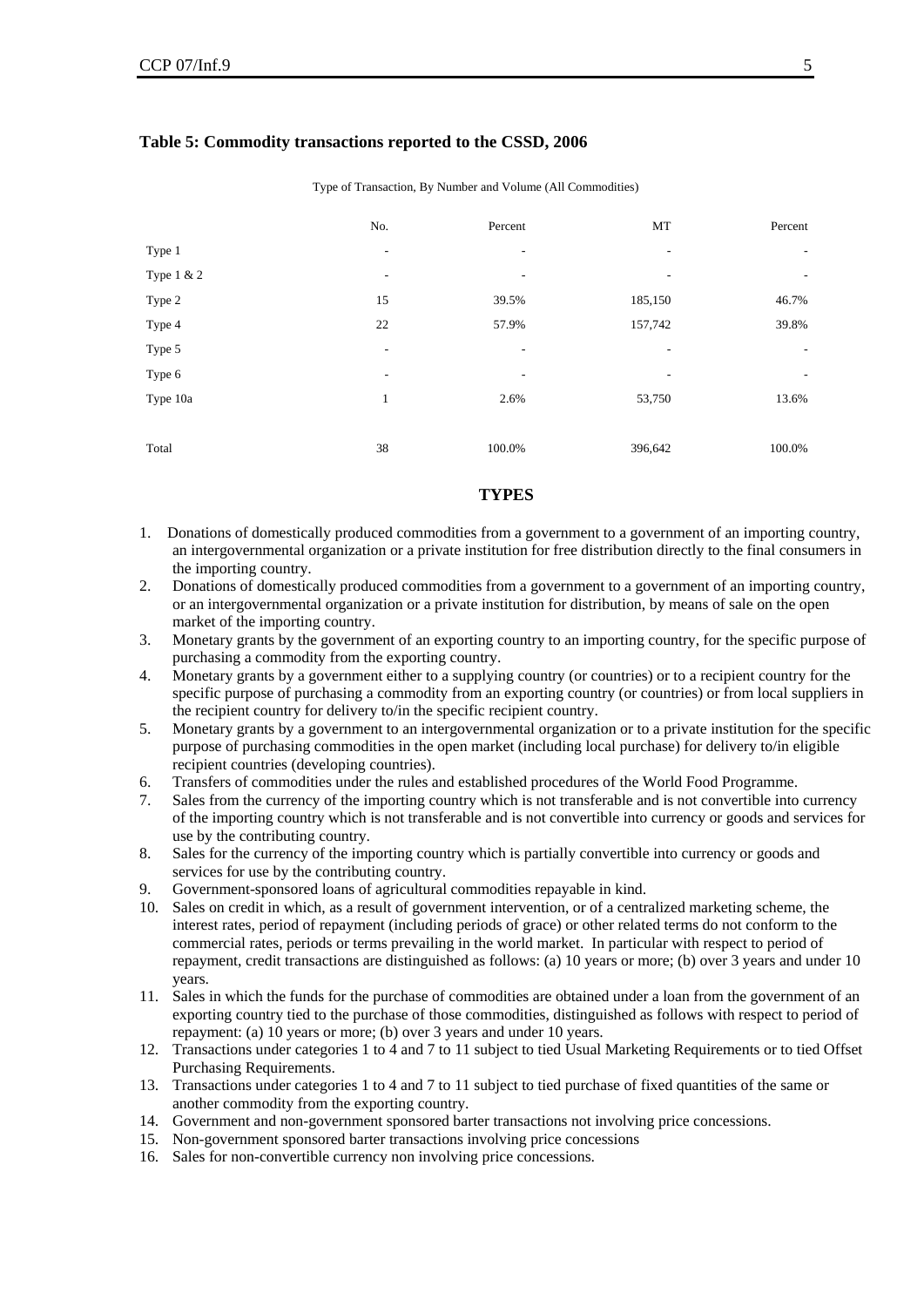### Table 5: Commodity transactions reported to the CSSD, 2006

Type of Transaction, By Number and Volume (All Commodities)

| | No. | Percent | MT | Percent |
|---|---|---|---|---|
| Type 1 | - | - | - | - |
| Type 1 & 2 | - | - | - | - |
| Type 2 | 15 | 39.5% | 185,150 | 46.7% |
| Type 4 | 22 | 57.9% | 157,742 | 39.8% |
| Type 5 | - | - | - | - |
| Type 6 | - | - | - | - |
| Type 10a | 1 | 2.6% | 53,750 | 13.6% |
| Total | 38 | 100.0% | 396,642 | 100.0% |

## TYPES

1. Donations of domestically produced commodities from a government to a government of an importing country, an intergovernmental organization or a private institution for free distribution directly to the final consumers in the importing country.
2. Donations of domestically produced commodities from a government to a government of an importing country, or an intergovernmental organization or a private institution for distribution, by means of sale on the open market of the importing country.
3. Monetary grants by the government of an exporting country to an importing country, for the specific purpose of purchasing a commodity from the exporting country.
4. Monetary grants by a government either to a supplying country (or countries) or to a recipient country for the specific purpose of purchasing a commodity from an exporting country (or countries) or from local suppliers in the recipient country for delivery to/in the specific recipient country.
5. Monetary grants by a government to an intergovernmental organization or to a private institution for the specific purpose of purchasing commodities in the open market (including local purchase) for delivery to/in eligible recipient countries (developing countries).
6. Transfers of commodities under the rules and established procedures of the World Food Programme.
7. Sales from the currency of the importing country which is not transferable and is not convertible into currency of the importing country which is not transferable and is not convertible into currency or goods and services for use by the contributing country.
8. Sales for the currency of the importing country which is partially convertible into currency or goods and services for use by the contributing country.
9. Government-sponsored loans of agricultural commodities repayable in kind.
10. Sales on credit in which, as a result of government intervention, or of a centralized marketing scheme, the interest rates, period of repayment (including periods of grace) or other related terms do not conform to the commercial rates, periods or terms prevailing in the world market. In particular with respect to period of repayment, credit transactions are distinguished as follows: (a) 10 years or more; (b) over 3 years and under 10 years.
11. Sales in which the funds for the purchase of commodities are obtained under a loan from the government of an exporting country tied to the purchase of those commodities, distinguished as follows with respect to period of repayment: (a) 10 years or more; (b) over 3 years and under 10 years.
12. Transactions under categories 1 to 4 and 7 to 11 subject to tied Usual Marketing Requirements or to tied Offset Purchasing Requirements.
13. Transactions under categories 1 to 4 and 7 to 11 subject to tied purchase of fixed quantities of the same or another commodity from the exporting country.
14. Government and non-government sponsored barter transactions not involving price concessions.
15. Non-government sponsored barter transactions involving price concessions
16. Sales for non-convertible currency non involving price concessions.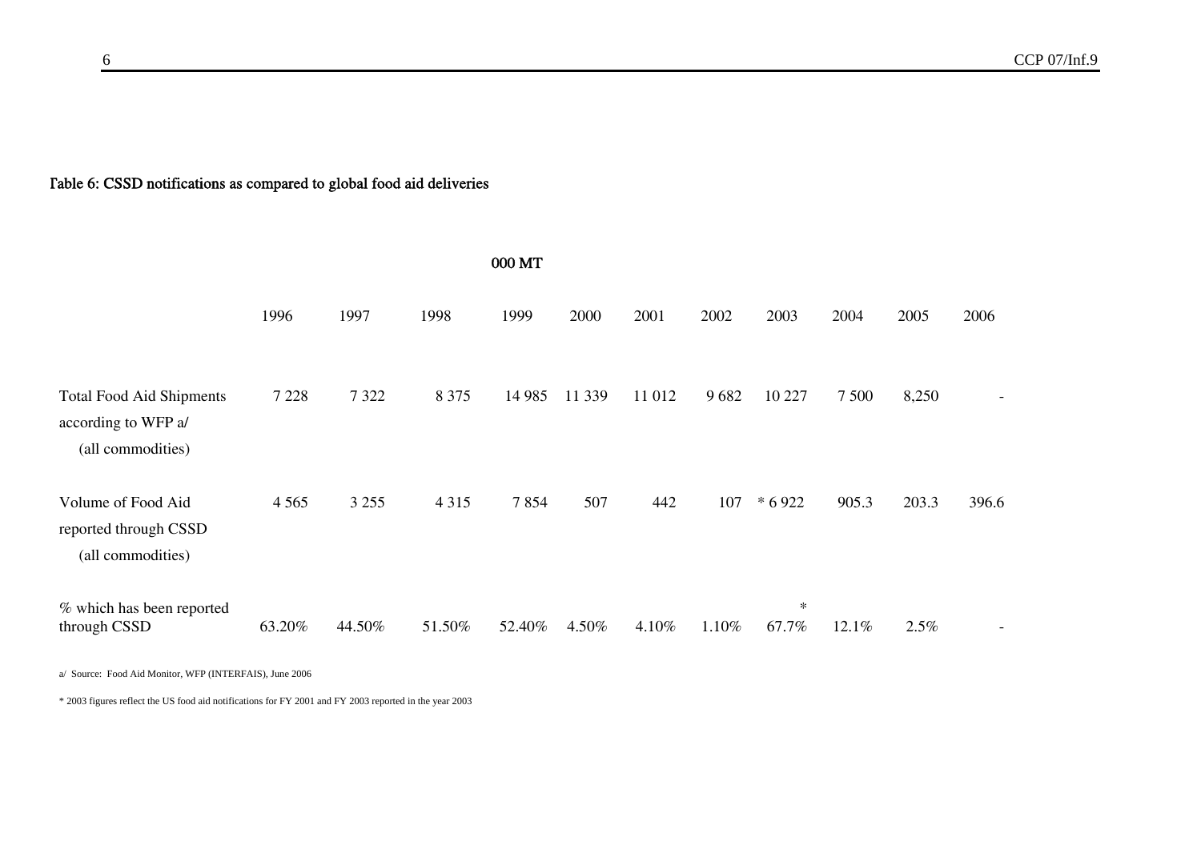Table 6: CSSD notifications as compared to global food aid deliveries

| | 000 MT | | | | | | | | | | |
|---|---|---|---|---|---|---|---|---|---|---|---|
| | 1996 | 1997 | 1998 | 1999 | 2000 | 2001 | 2002 | 2003 | 2004 | 2005 | 2006 |
| Total Food Aid Shipments according to WFP a/ (all commodities) | 7 228 | 7 322 | 8 375 | 14 985 | 11 339 | 11 012 | 9 682 | 10 227 | 7 500 | 8,250 | - |
| Volume of Food Aid reported through CSSD (all commodities) | 4 565 | 3 255 | 4 315 | 7 854 | 507 | 442 | 107 | * 6 922 | 905.3 | 203.3 | 396.6 |
| % which has been reported through CSSD | 63.20% | 44.50% | 51.50% | 52.40% | 4.50% | 4.10% | 1.10% | * 67.7% | 12.1% | 2.5% | - |

a/ Source: Food Aid Monitor, WFP (INTERFAIS), June 2006

* 2003 figures reflect the US food aid notifications for FY 2001 and FY 2003 reported in the year 2003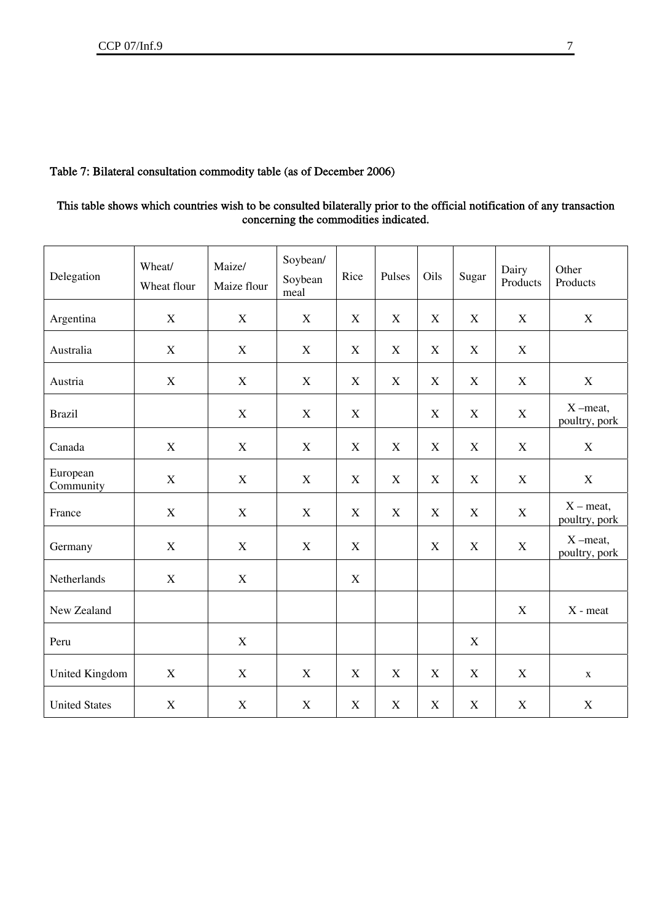**Table 7: Bilateral consultation commodity table (as of December 2006)**

**This table shows which countries wish to be consulted bilaterally prior to the official notification of any transaction concerning the commodities indicated.**

| Delegation | Wheat/ Wheat flour | Maize/ Maize flour | Soybean/ Soybean meal | Rice | Pulses | Oils | Sugar | Dairy Products | Other Products |
|---|---|---|---|---|---|---|---|---|---|
| Argentina | X | X | X | X | X | X | X | X | X |
| Australia | X | X | X | X | X | X | X | X | |
| Austria | X | X | X | X | X | X | X | X | X |
| Brazil | | X | X | X | | X | X | X | X –meat, poultry, pork |
| Canada | X | X | X | X | X | X | X | X | X |
| European Community | X | X | X | X | X | X | X | X | X |
| France | X | X | X | X | X | X | X | X | X – meat, poultry, pork |
| Germany | X | X | X | X | | X | X | X | X –meat, poultry, pork |
| Netherlands | X | X | | X | | | | | |
| New Zealand | | | | | | | | X | X - meat |
| Peru | | X | | | | | X | | |
| United Kingdom | X | X | X | X | X | X | X | X | x |
| United States | X | X | X | X | X | X | X | X | X |